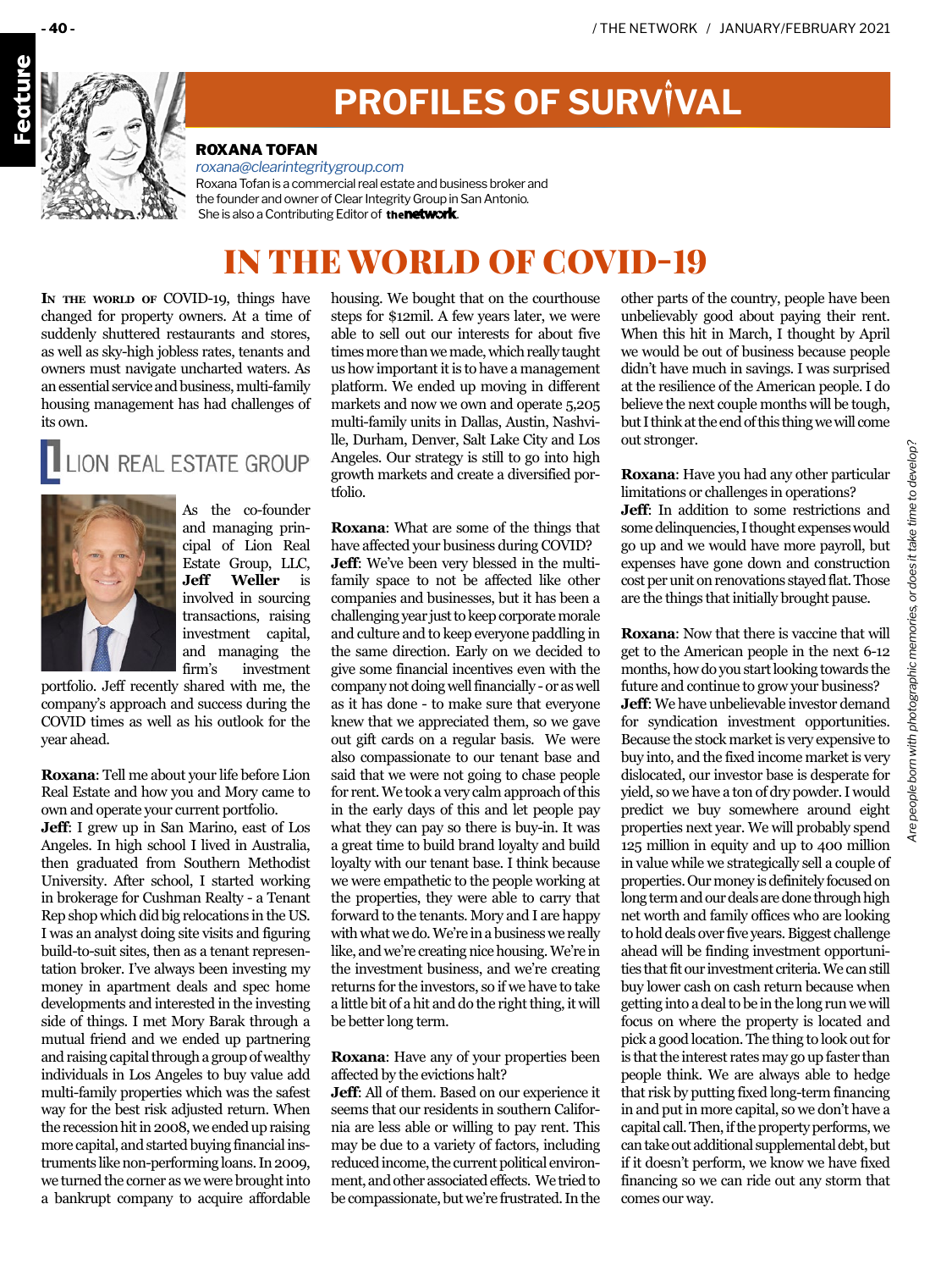# PROFILES OF SURVIVAL

### ROXANA TOFAN

*roxana@clearintegritygroup.com*

Roxana Tofan is a commercial real estate and business broker and the founder and owner of Clear Integrity Group in San Antonio. She is also a Contributing Editor of **the network**.

# IN THE WORLD OF COVID-19

In the world of COVID-19, things have changed for property owners. At a time of suddenly shuttered restaurants and stores, as well as sky-high jobless rates, tenants and owners must navigate uncharted waters. As an essential service and business, multi-family housing management has had challenges of its own.

## LION REAL ESTATE GROUP

As the co-founder and managing principal of Lion Real Estate Group, LLC, **Jeff Weller** is involved in sourcing transactions, raising investment capital, and managing the firm's investment portfolio. Jeff recently shared with me, the company's approach and success during the COVID times as well as his outlook for the year ahead.

**Roxana**: Tell me about your life before Lion Real Estate and how you and Mory came to own and operate your current portfolio.

**Jeff**: I grew up in San Marino, east of Los Angeles. In high school I lived in Australia, then graduated from Southern Methodist University. After school, I started working in brokerage for Cushman Realty - a Tenant Rep shop which did big relocations in the US. I was an analyst doing site visits and figuring build-to-suit sites, then as a tenant representation broker. I've always been investing my money in apartment deals and spec home developments and interested in the investing side of things. I met Mory Barak through a mutual friend and we ended up partnering and raising capital through a group of wealthy individuals in Los Angeles to buy value add multi-family properties which was the safest way for the best risk adjusted return. When the recession hit in 2008, we ended up raising more capital, and started buying financial instruments like non-performing loans. In 2009, we turned the corner as we were brought into a bankrupt company to acquire affordable housing. We bought that on the courthouse steps for $12mil. A few years later, we were able to sell out our interests for about five times more than we made, which really taught us how important it is to have a management platform. We ended up moving in different markets and now we own and operate 5,205 multi-family units in Dallas, Austin, Nashville, Durham, Denver, Salt Lake City and Los Angeles. Our strategy is to go into high growth markets and create a diversified portfolio.

**Roxana**: What are some of the things that have affected your business during COVID?

**Jeff**: We've been very blessed in the multi-family space to not be affected like other companies and businesses, but it has been a challenging year just to keep corporate morale and culture and to keep everyone paddling in the same direction. Early on we decided to give some financial incentives even with the company not doing well financially - or as well as it has done - to make sure that everyone knew that we appreciated them, so we gave out gift cards on a regular basis. We were also compassionate to our tenant base and said that we were not going to chase people for rent. We took a very calm approach of this in the early days of this and let people pay what they can pay so there is buy-in. It was a great time to build brand loyalty and build loyalty with our tenant base. I think because we were empathetic to the people working at the properties, they were able to carry that forward to the tenants. Mory and I are happy with what we do. We're in a business we really like, and we're creating nice housing. We're in the investment business, and we're creating returns for the investors, so if we have to take a little bit of a hit and do the right thing, it will be better long term.

**Roxana**: Have any of your properties been affected by the evictions halt?

**Jeff**: All of them. Based on our experience it seems that our residents in southern California are less able or willing to pay rent. This may be due to a variety of factors, including reduced income, the current political environment, and other associated effects. We tried to be compassionate, but we're frustrated. In the other parts of the country, people have been unbelievably good about paying their rent. When this hit in March, I thought by April we would be out of business because people didn't have much in savings. I was surprised at the resilience of the American people. I do believe the next couple months will be tough, but I think at the end of this thing we will come out stronger.

**Roxana**: Have you had any other particular limitations or challenges in operations?

**Jeff**: In addition to some restrictions and some delinquencies, I thought expenses would go up and we would have more payroll, but expenses have gone down and construction cost per unit on renovations stayed flat. Those are the things that initially brought pause.

**Roxana**: Now that there is vaccine that will get to the American people in the next 6-12 months, how do you start looking towards the future and continue to grow your business?

**Jeff**: We have unbelievable investor demand for syndication investment opportunities. Because the stock market is very expensive to buy into, and the fixed income market is very dislocated, our investor base is desperate for yield, so we have a ton of dry powder. I would predict we buy somewhere around eight properties next year. We will probably spend 125 million in equity and up to 400 million in value while we strategically sell a couple of properties. Our money is definitely focused on long term and our deals are done through high net worth and family offices who are looking to hold deals over five years. Biggest challenge ahead will be finding investment opportunities that fit our investment criteria. We can still buy lower cash on cash return because when getting into a deal to be in the long run we will focus on where the property is located and pick a good location. The thing to look out for is that the interest rates may go up faster than people think. We are always able to hedge that risk by putting fixed long-term financing in and put in more capital, so we don't have a capital call. Then, if the property performs, we can take out additional supplemental debt, but if it doesn't perform, we know we have fixed financing so we can ride out any storm that comes our way.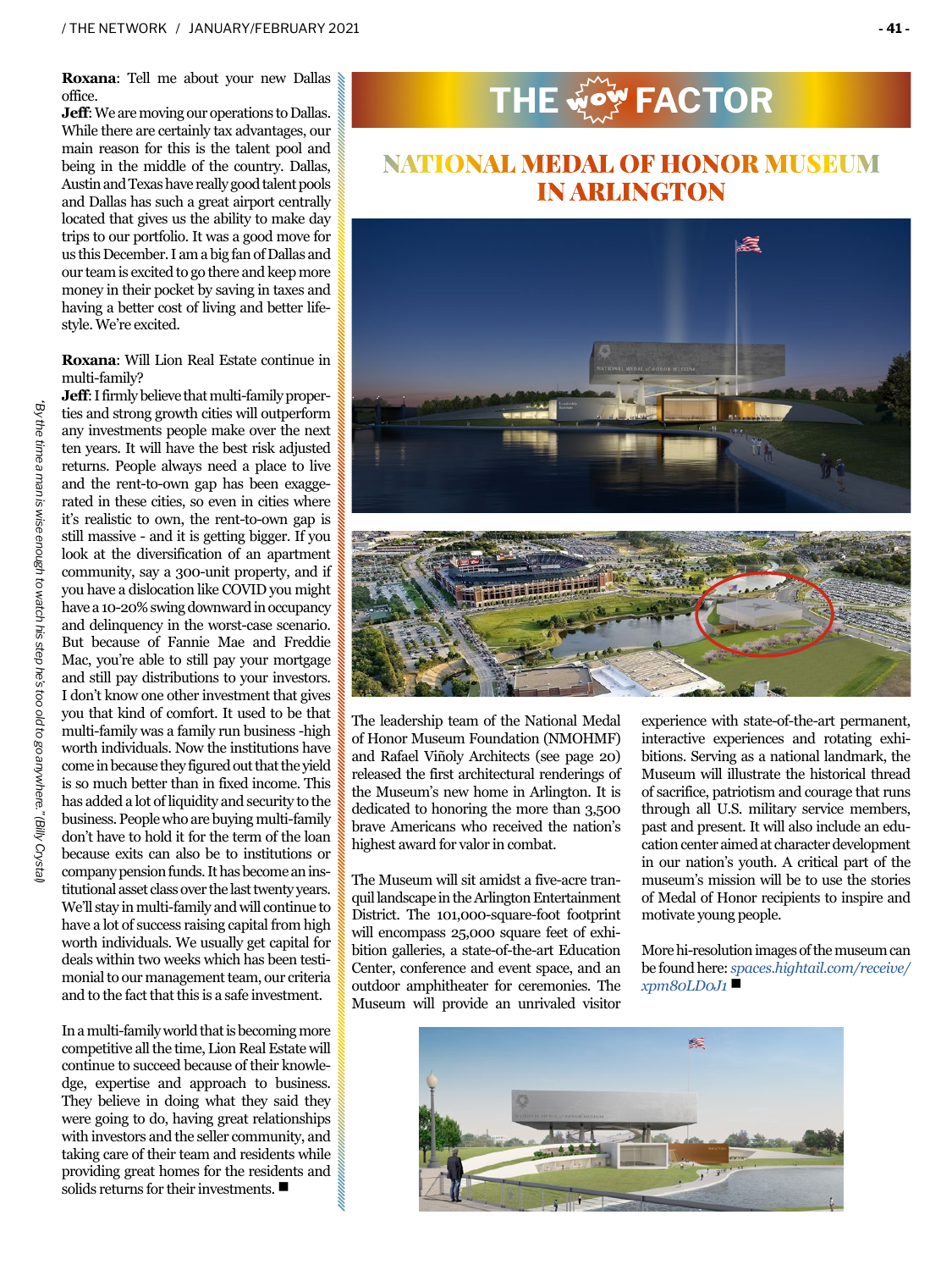**Roxana**: Tell me about your new Dallas office.

**Jeff**: We are moving our operations to Dallas. While there are certainly tax advantages, our main reason for this is the talent pool and being in the middle of the country. Dallas, Austin and Texas have really good talent pools and Dallas has such a great airport centrally located that gives us the ability to make day trips to our portfolio. It was a good move for us this December. I am a big fan of Dallas and our team is excited to go there and keep more money in their pocket by saving in taxes and having a better cost of living and better lifestyle. We're excited.

**Roxana**: Will Lion Real Estate continue in multi-family?

**Jeff**: I firmly believe that multi-family properties and strong growth cities will outperform any investments people make over the next ten years. It will have the best risk adjusted returns. People always need a place to live and the rent-to-own gap has been exaggerated in these cities, so even in cities where it's realistic to own, the rent-to-own gap is still massive - and it is getting bigger. If you look at the diversification of an apartment community, say a 300-unit property, and if you have a dislocation like COVID you might have a 10-20% swing downward in occupancy and delinquency in the worst-case scenario. But because of Fannie Mae and Freddie Mac, you're able to still pay your mortgage and still pay distributions to your investors. I don't know one other investment that gives you that kind of comfort. It used to be that multi-family was a family run business -high worth individuals. Now the institutions have come in because they figured out that the yield is so much better than in fixed income. This has added a lot of liquidity and security to the business. People who are buying multi-family don't have to hold it for the term of the loan because exits can also be to institutions or company pension funds. It has become an institutional asset class over the last twenty years. We'll stay in multi-family and will continue to have a lot of success raising capital from high worth individuals. We usually get capital for deals within two weeks which has been testimonial to our management team, our criteria and to the fact that this is a safe investment.

In a multi-family world that is becoming more competitive all the time, Lion Real Estate will continue to succeed because of their knowledge, expertise and approach to business. They believe in doing what they said they were going to do, having great relationships with investors and the seller community, and taking care of their team and residents while providing great homes for the residents and solids returns for their investments. ■

*"By the time a man is wise enough to watch his step he's too old to go anywhere." (Billy Crystal)*

# THE WOW FACTOR

## NATIONAL MEDAL OF HONOR MUSEUM IN ARLINGTON

The leadership team of the National Medal of Honor Museum Foundation (NMOHMF) and Rafael Viñoly Architects (see page 20) released the first architectural renderings of the Museum's new home in Arlington. It is dedicated to honoring the more than 3,500 brave Americans who received the nation's highest award for valor in combat.

The Museum will sit amidst a five-acre tranquil landscape in the Arlington Entertainment District. The 101,000-square-foot footprint will encompass 25,000 square feet of exhibition galleries, a state-of-the-art Education Center, conference and event space, and an outdoor amphitheater for ceremonies. The Museum will provide an unrivaled visitor experience with state-of-the-art permanent, interactive experiences and rotating exhibitions. Serving as a national landmark, the Museum will illustrate the historical thread of sacrifice, patriotism and courage that runs through all U.S. military service members, past and present. It will also include an education center aimed at character development in our nation's youth. A critical part of the museum's mission will be to use the stories of Medal of Honor recipients to inspire and motivate young people.

More hi-resolution images of the museum can be found here: *spaces.hightail.com/receive/xpm80LDoJ1* ■